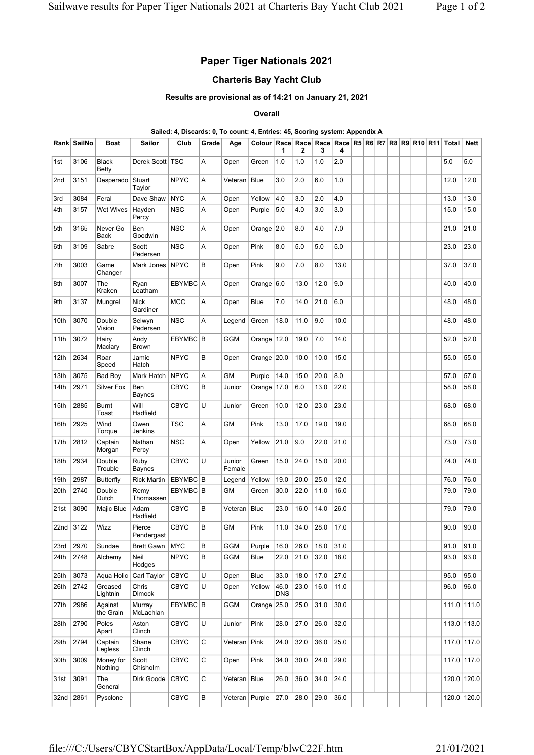# Paper Tiger Nationals 2021

## Charteris Bay Yacht Club

**Results are provisional as of 14:21 on January 21, 2021**

**Overall**

**Sailed: 4, Discards: 0, To count: 4, Entries: 45, Scoring system: Appendix A**

| Rank | SailNo | Boat | Sailor | Club | Grade | Age | Colour | Race 1 | Race 2 | Race 3 | Race 4 | R5 | R6 | R7 | R8 | R9 | R10 | R11 | Total | Nett |
|---|---|---|---|---|---|---|---|---|---|---|---|---|---|---|---|---|---|---|---|---|
| 1st | 3106 | Black Betty | Derek Scott | TSC | A | Open | Green | 1.0 | 1.0 | 1.0 | 2.0 | | | | | | | | 5.0 | 5.0 |
| 2nd | 3151 | Desperado | Stuart Taylor | NPYC | A | Veteran | Blue | 3.0 | 2.0 | 6.0 | 1.0 | | | | | | | | 12.0 | 12.0 |
| 3rd | 3084 | Feral | Dave Shaw | NYC | A | Open | Yellow | 4.0 | 3.0 | 2.0 | 4.0 | | | | | | | | 13.0 | 13.0 |
| 4th | 3157 | Wet Wives | Hayden Percy | NSC | A | Open | Purple | 5.0 | 4.0 | 3.0 | 3.0 | | | | | | | | 15.0 | 15.0 |
| 5th | 3165 | Never Go Back | Ben Goodwin | NSC | A | Open | Orange | 2.0 | 8.0 | 4.0 | 7.0 | | | | | | | | 21.0 | 21.0 |
| 6th | 3109 | Sabre | Scott Pedersen | NSC | A | Open | Pink | 8.0 | 5.0 | 5.0 | 5.0 | | | | | | | | 23.0 | 23.0 |
| 7th | 3003 | Game Changer | Mark Jones | NPYC | B | Open | Pink | 9.0 | 7.0 | 8.0 | 13.0 | | | | | | | | 37.0 | 37.0 |
| 8th | 3007 | The Kraken | Ryan Leatham | EBYMBC | A | Open | Orange | 6.0 | 13.0 | 12.0 | 9.0 | | | | | | | | 40.0 | 40.0 |
| 9th | 3137 | Mungrel | Nick Gardiner | MCC | A | Open | Blue | 7.0 | 14.0 | 21.0 | 6.0 | | | | | | | | 48.0 | 48.0 |
| 10th | 3070 | Double Vision | Selwyn Pedersen | NSC | A | Legend | Green | 18.0 | 11.0 | 9.0 | 10.0 | | | | | | | | 48.0 | 48.0 |
| 11th | 3072 | Hairy Maclary | Andy Brown | EBYMBC | B | GGM | Orange | 12.0 | 19.0 | 7.0 | 14.0 | | | | | | | | 52.0 | 52.0 |
| 12th | 2634 | Roar Speed | Jamie Hatch | NPYC | B | Open | Orange | 20.0 | 10.0 | 10.0 | 15.0 | | | | | | | | 55.0 | 55.0 |
| 13th | 3075 | Bad Boy | Mark Hatch | NPYC | A | GM | Purple | 14.0 | 15.0 | 20.0 | 8.0 | | | | | | | | 57.0 | 57.0 |
| 14th | 2971 | Silver Fox | Ben Baynes | CBYC | B | Junior | Orange | 17.0 | 6.0 | 13.0 | 22.0 | | | | | | | | 58.0 | 58.0 |
| 15th | 2885 | Burnt Toast | Will Hadfield | CBYC | U | Junior | Green | 10.0 | 12.0 | 23.0 | 23.0 | | | | | | | | 68.0 | 68.0 |
| 16th | 2925 | Wind Torque | Owen Jenkins | TSC | A | GM | Pink | 13.0 | 17.0 | 19.0 | 19.0 | | | | | | | | 68.0 | 68.0 |
| 17th | 2812 | Captain Morgan | Nathan Percy | NSC | A | Open | Yellow | 21.0 | 9.0 | 22.0 | 21.0 | | | | | | | | 73.0 | 73.0 |
| 18th | 2934 | Double Trouble | Ruby Baynes | CBYC | U | Junior Female | Green | 15.0 | 24.0 | 15.0 | 20.0 | | | | | | | | 74.0 | 74.0 |
| 19th | 2987 | Butterfly | Rick Martin | EBYMBC | B | Legend | Yellow | 19.0 | 20.0 | 25.0 | 12.0 | | | | | | | | 76.0 | 76.0 |
| 20th | 2740 | Double Dutch | Remy Thomassen | EBYMBC | B | GM | Green | 30.0 | 22.0 | 11.0 | 16.0 | | | | | | | | 79.0 | 79.0 |
| 21st | 3090 | Majic Blue | Adam Hadfield | CBYC | B | Veteran | Blue | 23.0 | 16.0 | 14.0 | 26.0 | | | | | | | | 79.0 | 79.0 |
| 22nd | 3122 | Wizz | Pierce Pendergast | CBYC | B | GM | Pink | 11.0 | 34.0 | 28.0 | 17.0 | | | | | | | | 90.0 | 90.0 |
| 23rd | 2970 | Sundae | Brett Gawn | MYC | B | GGM | Purple | 16.0 | 26.0 | 18.0 | 31.0 | | | | | | | | 91.0 | 91.0 |
| 24th | 2748 | Alchemy | Neil Hodges | NPYC | B | GGM | Blue | 22.0 | 21.0 | 32.0 | 18.0 | | | | | | | | 93.0 | 93.0 |
| 25th | 3073 | Aqua Holic | Carl Taylor | CBYC | U | Open | Blue | 33.0 | 18.0 | 17.0 | 27.0 | | | | | | | | 95.0 | 95.0 |
| 26th | 2742 | Greased Lightnin | Chris Dimock | CBYC | U | Open | Yellow | 46.0 DNS | 23.0 | 16.0 | 11.0 | | | | | | | | 96.0 | 96.0 |
| 27th | 2986 | Against the Grain | Murray McLachlan | EBYMBC | B | GGM | Orange | 25.0 | 25.0 | 31.0 | 30.0 | | | | | | | | 111.0 | 111.0 |
| 28th | 2790 | Poles Apart | Aston Clinch | CBYC | U | Junior | Pink | 28.0 | 27.0 | 26.0 | 32.0 | | | | | | | | 113.0 | 113.0 |
| 29th | 2794 | Captain Legless | Shane Clinch | CBYC | C | Veteran | Pink | 24.0 | 32.0 | 36.0 | 25.0 | | | | | | | | 117.0 | 117.0 |
| 30th | 3009 | Money for Nothing | Scott Chisholm | CBYC | C | Open | Pink | 34.0 | 30.0 | 24.0 | 29.0 | | | | | | | | 117.0 | 117.0 |
| 31st | 3091 | The General | Dirk Goode | CBYC | C | Veteran | Blue | 26.0 | 36.0 | 34.0 | 24.0 | | | | | | | | 120.0 | 120.0 |
| 32nd | 2861 | Pysclone | | CBYC | B | Veteran | Purple | 27.0 | 28.0 | 29.0 | 36.0 | | | | | | | | 120.0 | 120.0 |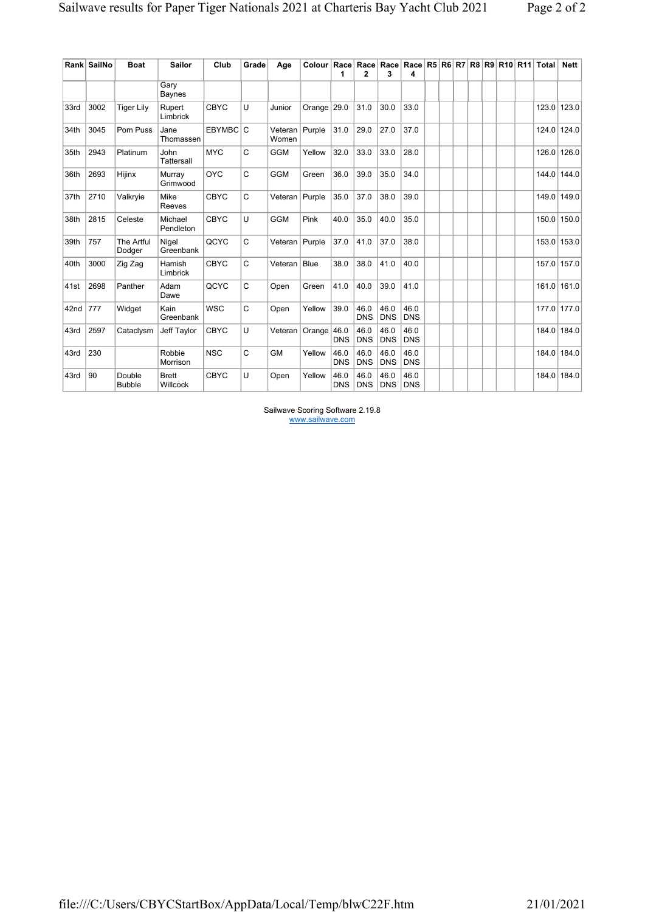| Rank | SailNo | Boat | Sailor | Club | Grade | Age | Colour | Race 1 | Race 2 | Race 3 | Race 4 | R5 | R6 | R7 | R8 | R9 | R10 | R11 | Total | Nett |
|---|---|---|---|---|---|---|---|---|---|---|---|---|---|---|---|---|---|---|---|---|
| | | | Gary Baynes | | | | | | | | | | | | | | | | | |
| 33rd | 3002 | Tiger Lily | Rupert Limbrick | CBYC | U | Junior | Orange | 29.0 | 31.0 | 30.0 | 33.0 | | | | | | | | 123.0 | 123.0 |
| 34th | 3045 | Pom Puss | Jane Thomassen | EBYMBC | C | Veteran Women | Purple | 31.0 | 29.0 | 27.0 | 37.0 | | | | | | | | 124.0 | 124.0 |
| 35th | 2943 | Platinum | John Tattersall | MYC | C | GGM | Yellow | 32.0 | 33.0 | 33.0 | 28.0 | | | | | | | | 126.0 | 126.0 |
| 36th | 2693 | Hijinx | Murray Grimwood | OYC | C | GGM | Green | 36.0 | 39.0 | 35.0 | 34.0 | | | | | | | | 144.0 | 144.0 |
| 37th | 2710 | Valkryie | Mike Reeves | CBYC | C | Veteran | Purple | 35.0 | 37.0 | 38.0 | 39.0 | | | | | | | | 149.0 | 149.0 |
| 38th | 2815 | Celeste | Michael Pendleton | CBYC | U | GGM | Pink | 40.0 | 35.0 | 40.0 | 35.0 | | | | | | | | 150.0 | 150.0 |
| 39th | 757 | The Artful Dodger | Nigel Greenbank | QCYC | C | Veteran | Purple | 37.0 | 41.0 | 37.0 | 38.0 | | | | | | | | 153.0 | 153.0 |
| 40th | 3000 | Zig Zag | Hamish Limbrick | CBYC | C | Veteran | Blue | 38.0 | 38.0 | 41.0 | 40.0 | | | | | | | | 157.0 | 157.0 |
| 41st | 2698 | Panther | Adam Dawe | QCYC | C | Open | Green | 41.0 | 40.0 | 39.0 | 41.0 | | | | | | | | 161.0 | 161.0 |
| 42nd | 777 | Widget | Kain Greenbank | WSC | C | Open | Yellow | 39.0 | 46.0 DNS | 46.0 DNS | 46.0 DNS | | | | | | | | 177.0 | 177.0 |
| 43rd | 2597 | Cataclysm | Jeff Taylor | CBYC | U | Veteran | Orange | 46.0 DNS | 46.0 DNS | 46.0 DNS | 46.0 DNS | | | | | | | | 184.0 | 184.0 |
| 43rd | 230 | | Robbie Morrison | NSC | C | GM | Yellow | 46.0 DNS | 46.0 DNS | 46.0 DNS | 46.0 DNS | | | | | | | | 184.0 | 184.0 |
| 43rd | 90 | Double Bubble | Brett Willcock | CBYC | U | Open | Yellow | 46.0 DNS | 46.0 DNS | 46.0 DNS | 46.0 DNS | | | | | | | | 184.0 | 184.0 |

Sailwave Scoring Software 2.19.8
www.sailwave.com